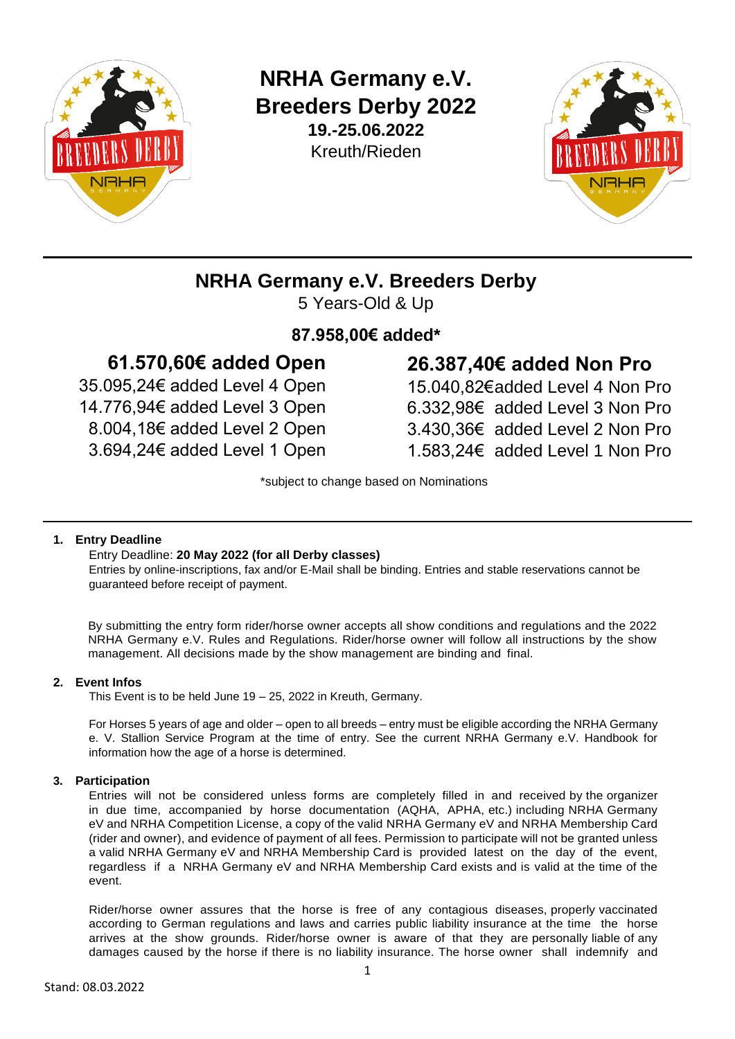# NRHA Germany e.V.
# Breeders Derby 2022

**19.-25.06.2022**

Kreuth/Rieden

## NRHA Germany e.V. Breeders Derby

5 Years-Old & Up

**87.958,00€ added***

**61.570,60€ added Open**

35.095,24€ added Level 4 Open
14.776,94€ added Level 3 Open
8.004,18€ added Level 2 Open
3.694,24€ added Level 1 Open

**26.387,40€ added Non Pro**

15.040,82€added Level 4 Non Pro
6.332,98€ added Level 3 Non Pro
3.430,36€ added Level 2 Non Pro
1.583,24€ added Level 1 Non Pro

*subject to change based on Nominations

1. **Entry Deadline**

   Entry Deadline: **20 May 2022 (for all Derby classes)**

   Entries by online-inscriptions, fax and/or E-Mail shall be binding. Entries and stable reservations cannot be guaranteed before receipt of payment.

   By submitting the entry form rider/horse owner accepts all show conditions and regulations and the 2022 NRHA Germany e.V. Rules and Regulations. Rider/horse owner will follow all instructions by the show management. All decisions made by the show management are binding and final.

2. **Event Infos**

   This Event is to be held June 19 – 25, 2022 in Kreuth, Germany.

   For Horses 5 years of age and older – open to all breeds – entry must be eligible according the NRHA Germany e. V. Stallion Service Program at the time of entry. See the current NRHA Germany e.V. Handbook for information how the age of a horse is determined.

3. **Participation**

   Entries will not be considered unless forms are completely filled in and received by the organizer in due time, accompanied by horse documentation (AQHA, APHA, etc.) including NRHA Germany eV and NRHA Competition License, a copy of the valid NRHA Germany eV and NRHA Membership Card (rider and owner), and evidence of payment of all fees. Permission to participate will not be granted unless a valid NRHA Germany eV and NRHA Membership Card is provided latest on the day of the event, regardless if a NRHA Germany eV and NRHA Membership Card exists and is valid at the time of the event.

   Rider/horse owner assures that the horse is free of any contagious diseases, properly vaccinated according to German regulations and laws and carries public liability insurance at the time the horse arrives at the show grounds. Rider/horse owner is aware of that they are personally liable of any damages caused by the horse if there is no liability insurance. The horse owner shall indemnify and

Stand: 08.03.2022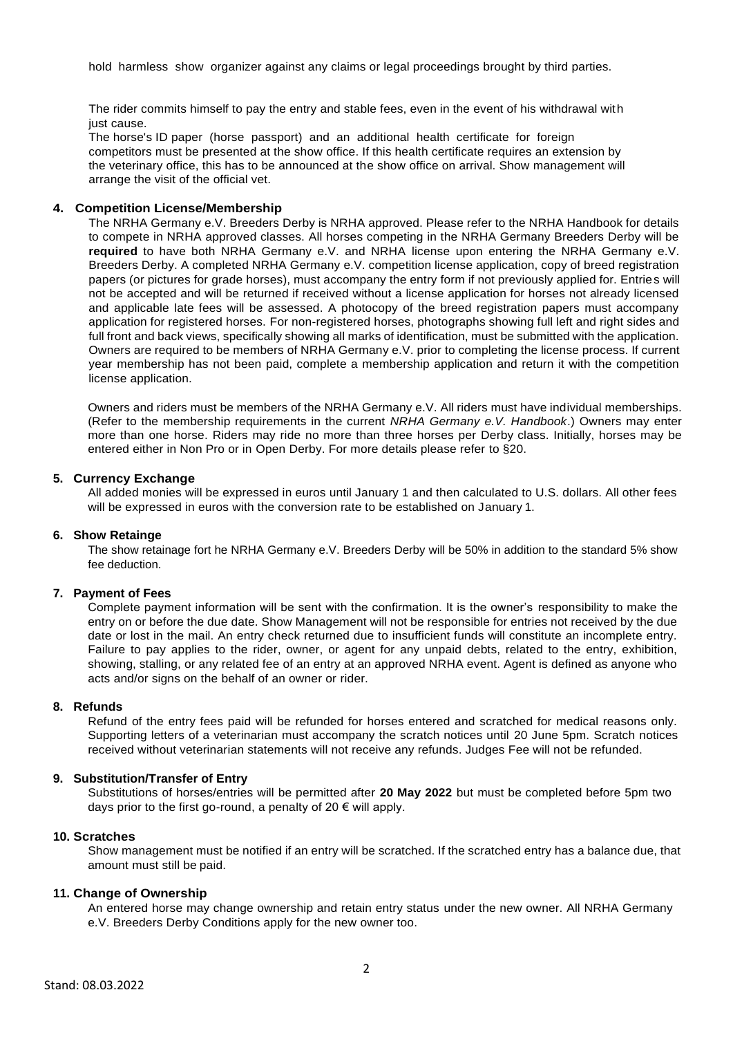hold harmless show organizer against any claims or legal proceedings brought by third parties.

The rider commits himself to pay the entry and stable fees, even in the event of his withdrawal with just cause.

The horse's ID paper (horse passport) and an additional health certificate for foreign competitors must be presented at the show office. If this health certificate requires an extension by the veterinary office, this has to be announced at the show office on arrival. Show management will arrange the visit of the official vet.

### 4. Competition License/Membership

The NRHA Germany e.V. Breeders Derby is NRHA approved. Please refer to the NRHA Handbook for details to compete in NRHA approved classes. All horses competing in the NRHA Germany Breeders Derby will be **required** to have both NRHA Germany e.V. and NRHA license upon entering the NRHA Germany e.V. Breeders Derby. A completed NRHA Germany e.V. competition license application, copy of breed registration papers (or pictures for grade horses), must accompany the entry form if not previously applied for. Entries will not be accepted and will be returned if received without a license application for horses not already licensed and applicable late fees will be assessed. A photocopy of the breed registration papers must accompany application for registered horses. For non-registered horses, photographs showing full left and right sides and full front and back views, specifically showing all marks of identification, must be submitted with the application. Owners are required to be members of NRHA Germany e.V. prior to completing the license process. If current year membership has not been paid, complete a membership application and return it with the competition license application.

Owners and riders must be members of the NRHA Germany e.V. All riders must have individual memberships. (Refer to the membership requirements in the current *NRHA Germany e.V. Handbook*.) Owners may enter more than one horse. Riders may ride no more than three horses per Derby class. Initially, horses may be entered either in Non Pro or in Open Derby. For more details please refer to §20.

### 5. Currency Exchange

All added monies will be expressed in euros until January 1 and then calculated to U.S. dollars. All other fees will be expressed in euros with the conversion rate to be established on January 1.

### 6. Show Retainge

The show retainage fort he NRHA Germany e.V. Breeders Derby will be 50% in addition to the standard 5% show fee deduction.

### 7. Payment of Fees

Complete payment information will be sent with the confirmation. It is the owner's responsibility to make the entry on or before the due date. Show Management will not be responsible for entries not received by the due date or lost in the mail. An entry check returned due to insufficient funds will constitute an incomplete entry. Failure to pay applies to the rider, owner, or agent for any unpaid debts, related to the entry, exhibition, showing, stalling, or any related fee of an entry at an approved NRHA event. Agent is defined as anyone who acts and/or signs on the behalf of an owner or rider.

### 8. Refunds

Refund of the entry fees paid will be refunded for horses entered and scratched for medical reasons only. Supporting letters of a veterinarian must accompany the scratch notices until 20 June 5pm. Scratch notices received without veterinarian statements will not receive any refunds. Judges Fee will not be refunded.

### 9. Substitution/Transfer of Entry

Substitutions of horses/entries will be permitted after **20 May 2022** but must be completed before 5pm two days prior to the first go-round, a penalty of 20 € will apply.

### 10. Scratches

Show management must be notified if an entry will be scratched. If the scratched entry has a balance due, that amount must still be paid.

### 11. Change of Ownership

An entered horse may change ownership and retain entry status under the new owner. All NRHA Germany e.V. Breeders Derby Conditions apply for the new owner too.

Stand: 08.03.2022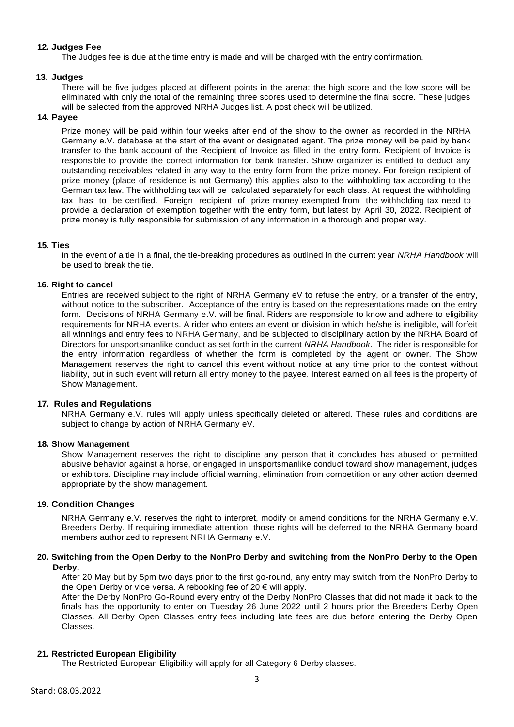### 12. Judges Fee

The Judges fee is due at the time entry is made and will be charged with the entry confirmation.

### 13. Judges

There will be five judges placed at different points in the arena: the high score and the low score will be eliminated with only the total of the remaining three scores used to determine the final score. These judges will be selected from the approved NRHA Judges list. A post check will be utilized.

### 14. Payee

Prize money will be paid within four weeks after end of the show to the owner as recorded in the NRHA Germany e.V. database at the start of the event or designated agent. The prize money will be paid by bank transfer to the bank account of the Recipient of Invoice as filled in the entry form. Recipient of Invoice is responsible to provide the correct information for bank transfer. Show organizer is entitled to deduct any outstanding receivables related in any way to the entry form from the prize money. For foreign recipient of prize money (place of residence is not Germany) this applies also to the withholding tax according to the German tax law. The withholding tax will be calculated separately for each class. At request the withholding tax has to be certified. Foreign recipient of prize money exempted from the withholding tax need to provide a declaration of exemption together with the entry form, but latest by April 30, 2022. Recipient of prize money is fully responsible for submission of any information in a thorough and proper way.

### 15. Ties

In the event of a tie in a final, the tie-breaking procedures as outlined in the current year *NRHA Handbook* will be used to break the tie.

### 16. Right to cancel

Entries are received subject to the right of NRHA Germany eV to refuse the entry, or a transfer of the entry, without notice to the subscriber. Acceptance of the entry is based on the representations made on the entry form. Decisions of NRHA Germany e.V. will be final. Riders are responsible to know and adhere to eligibility requirements for NRHA events. A rider who enters an event or division in which he/she is ineligible, will forfeit all winnings and entry fees to NRHA Germany, and be subjected to disciplinary action by the NRHA Board of Directors for unsportsmanlike conduct as set forth in the current *NRHA Handbook*. The rider is responsible for the entry information regardless of whether the form is completed by the agent or owner. The Show Management reserves the right to cancel this event without notice at any time prior to the contest without liability, but in such event will return all entry money to the payee. Interest earned on all fees is the property of Show Management.

### 17. Rules and Regulations

NRHA Germany e.V. rules will apply unless specifically deleted or altered. These rules and conditions are subject to change by action of NRHA Germany eV.

### 18. Show Management

Show Management reserves the right to discipline any person that it concludes has abused or permitted abusive behavior against a horse, or engaged in unsportsmanlike conduct toward show management, judges or exhibitors. Discipline may include official warning, elimination from competition or any other action deemed appropriate by the show management.

### 19. Condition Changes

NRHA Germany e.V. reserves the right to interpret, modify or amend conditions for the NRHA Germany e.V. Breeders Derby. If requiring immediate attention, those rights will be deferred to the NRHA Germany board members authorized to represent NRHA Germany e.V.

### 20. Switching from the Open Derby to the NonPro Derby and switching from the NonPro Derby to the Open Derby.

After 20 May but by 5pm two days prior to the first go-round, any entry may switch from the NonPro Derby to the Open Derby or vice versa. A rebooking fee of 20 € will apply.

After the Derby NonPro Go-Round every entry of the Derby NonPro Classes that did not made it back to the finals has the opportunity to enter on Tuesday 26 June 2022 until 2 hours prior the Breeders Derby Open Classes. All Derby Open Classes entry fees including late fees are due before entering the Derby Open Classes.

### 21. Restricted European Eligibility

The Restricted European Eligibility will apply for all Category 6 Derby classes.

Stand: 08.03.2022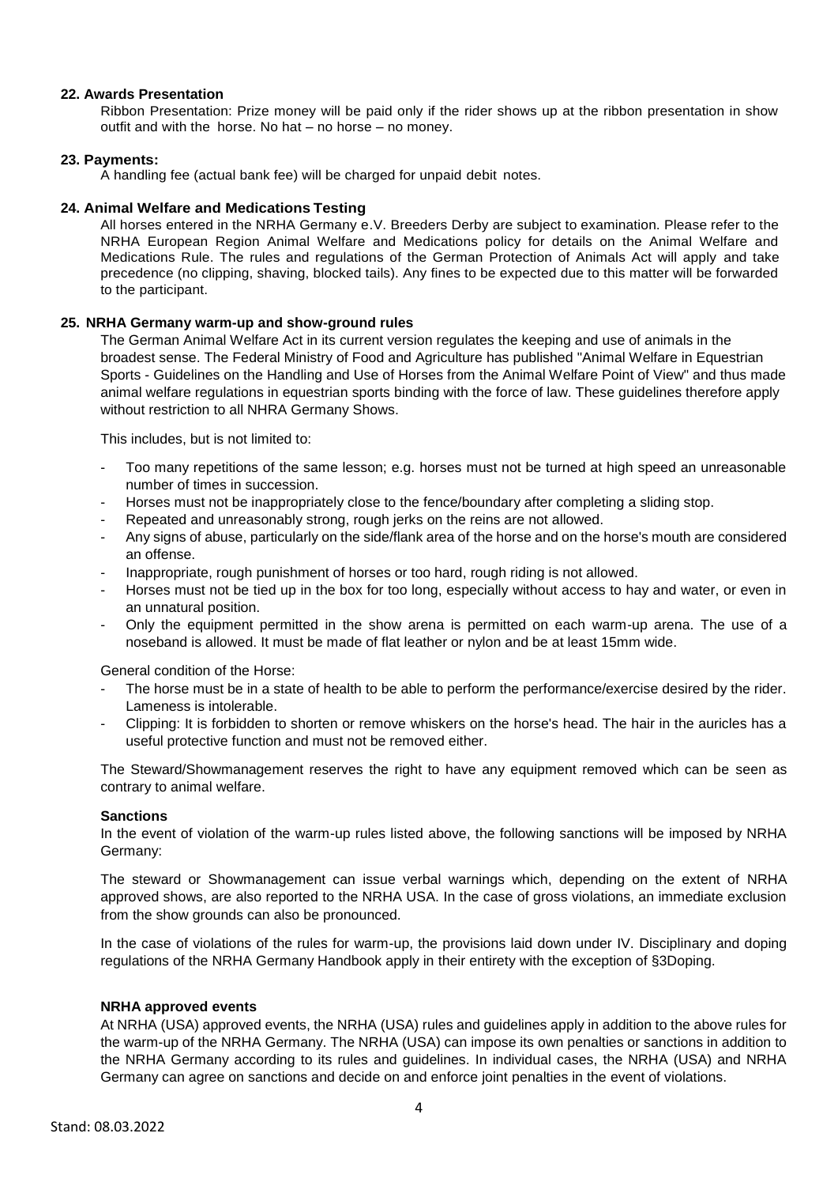### 22. Awards Presentation

Ribbon Presentation: Prize money will be paid only if the rider shows up at the ribbon presentation in show outfit and with the horse. No hat – no horse – no money.

### 23. Payments:

A handling fee (actual bank fee) will be charged for unpaid debit notes.

### 24. Animal Welfare and Medications Testing

All horses entered in the NRHA Germany e.V. Breeders Derby are subject to examination. Please refer to the NRHA European Region Animal Welfare and Medications policy for details on the Animal Welfare and Medications Rule. The rules and regulations of the German Protection of Animals Act will apply and take precedence (no clipping, shaving, blocked tails). Any fines to be expected due to this matter will be forwarded to the participant.

### 25. NRHA Germany warm-up and show-ground rules

The German Animal Welfare Act in its current version regulates the keeping and use of animals in the broadest sense. The Federal Ministry of Food and Agriculture has published "Animal Welfare in Equestrian Sports - Guidelines on the Handling and Use of Horses from the Animal Welfare Point of View" and thus made animal welfare regulations in equestrian sports binding with the force of law. These guidelines therefore apply without restriction to all NHRA Germany Shows.

This includes, but is not limited to:

- Too many repetitions of the same lesson; e.g. horses must not be turned at high speed an unreasonable number of times in succession.
- Horses must not be inappropriately close to the fence/boundary after completing a sliding stop.
- Repeated and unreasonably strong, rough jerks on the reins are not allowed.
- Any signs of abuse, particularly on the side/flank area of the horse and on the horse's mouth are considered an offense.
- Inappropriate, rough punishment of horses or too hard, rough riding is not allowed.
- Horses must not be tied up in the box for too long, especially without access to hay and water, or even in an unnatural position.
- Only the equipment permitted in the show arena is permitted on each warm-up arena. The use of a noseband is allowed. It must be made of flat leather or nylon and be at least 15mm wide.

General condition of the Horse:

- The horse must be in a state of health to be able to perform the performance/exercise desired by the rider. Lameness is intolerable.
- Clipping: It is forbidden to shorten or remove whiskers on the horse's head. The hair in the auricles has a useful protective function and must not be removed either.

The Steward/Showmanagement reserves the right to have any equipment removed which can be seen as contrary to animal welfare.

**Sanctions**

In the event of violation of the warm-up rules listed above, the following sanctions will be imposed by NRHA Germany:

The steward or Showmanagement can issue verbal warnings which, depending on the extent of NRHA approved shows, are also reported to the NRHA USA. In the case of gross violations, an immediate exclusion from the show grounds can also be pronounced.

In the case of violations of the rules for warm-up, the provisions laid down under IV. Disciplinary and doping regulations of the NRHA Germany Handbook apply in their entirety with the exception of §3Doping.

**NRHA approved events**

At NRHA (USA) approved events, the NRHA (USA) rules and guidelines apply in addition to the above rules for the warm-up of the NRHA Germany. The NRHA (USA) can impose its own penalties or sanctions in addition to the NRHA Germany according to its rules and guidelines. In individual cases, the NRHA (USA) and NRHA Germany can agree on sanctions and decide on and enforce joint penalties in the event of violations.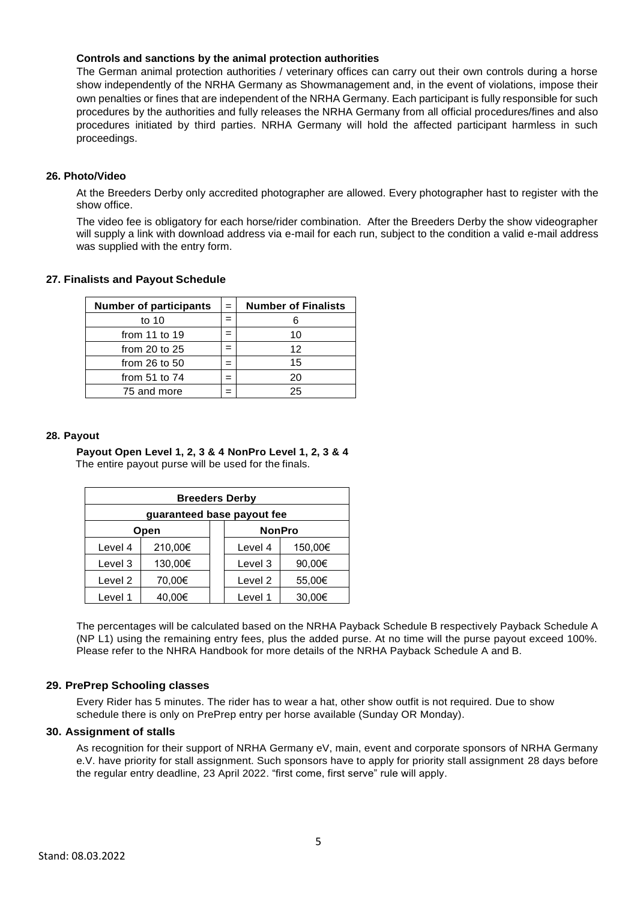**Controls and sanctions by the animal protection authorities**

The German animal protection authorities / veterinary offices can carry out their own controls during a horse show independently of the NRHA Germany as Showmanagement and, in the event of violations, impose their own penalties or fines that are independent of the NRHA Germany. Each participant is fully responsible for such procedures by the authorities and fully releases the NRHA Germany from all official procedures/fines and also procedures initiated by third parties. NRHA Germany will hold the affected participant harmless in such proceedings.

## 26. Photo/Video

At the Breeders Derby only accredited photographer are allowed. Every photographer hast to register with the show office.

The video fee is obligatory for each horse/rider combination. After the Breeders Derby the show videographer will supply a link with download address via e-mail for each run, subject to the condition a valid e-mail address was supplied with the entry form.

## 27. Finalists and Payout Schedule

| Number of participants | = | Number of Finalists |
|---|---|---|
| to 10 | = | 6 |
| from 11 to 19 | = | 10 |
| from 20 to 25 | = | 12 |
| from 26 to 50 | = | 15 |
| from 51 to 74 | = | 20 |
| 75 and more | = | 25 |

## 28. Payout

**Payout Open Level 1, 2, 3 & 4 NonPro Level 1, 2, 3 & 4**
The entire payout purse will be used for the finals.

| Breeders Derby | | | | |
|---|---|---|---|---|
| guaranteed base payout fee | | | | |
| Open | | | NonPro | |
| Level 4 | 210,00€ | | Level 4 | 150,00€ |
| Level 3 | 130,00€ | | Level 3 | 90,00€ |
| Level 2 | 70,00€ | | Level 2 | 55,00€ |
| Level 1 | 40,00€ | | Level 1 | 30,00€ |

The percentages will be calculated based on the NRHA Payback Schedule B respectively Payback Schedule A (NP L1) using the remaining entry fees, plus the added purse. At no time will the purse payout exceed 100%. Please refer to the NHRA Handbook for more details of the NRHA Payback Schedule A and B.

## 29. PrePrep Schooling classes

Every Rider has 5 minutes. The rider has to wear a hat, other show outfit is not required. Due to show schedule there is only on PrePrep entry per horse available (Sunday OR Monday).

## 30. Assignment of stalls

As recognition for their support of NRHA Germany eV, main, event and corporate sponsors of NRHA Germany e.V. have priority for stall assignment. Such sponsors have to apply for priority stall assignment 28 days before the regular entry deadline, 23 April 2022. "first come, first serve" rule will apply.

Stand: 08.03.2022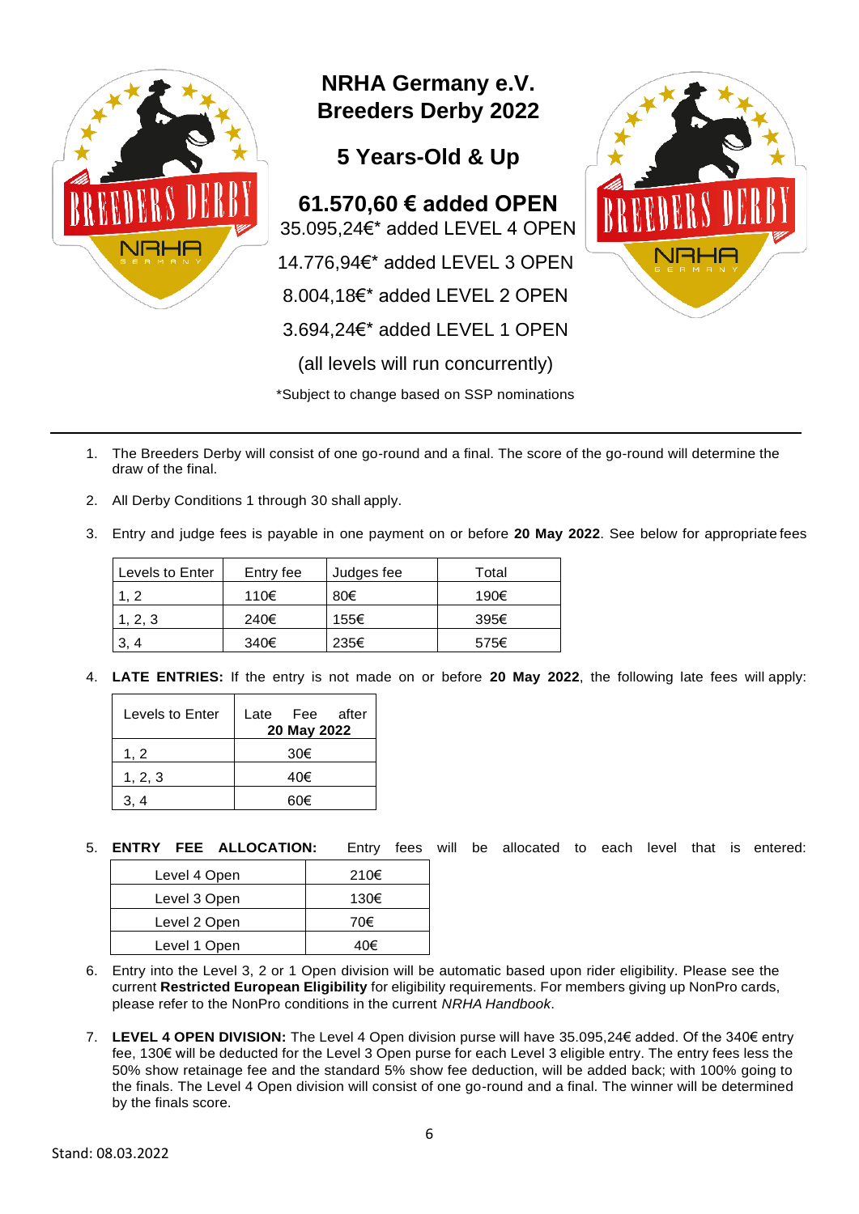# NRHA Germany e.V.
# Breeders Derby 2022

## 5 Years-Old & Up

**61.570,60 € added OPEN**

35.095,24€* added LEVEL 4 OPEN

14.776,94€* added LEVEL 3 OPEN

8.004,18€* added LEVEL 2 OPEN

3.694,24€* added LEVEL 1 OPEN

(all levels will run concurrently)

*Subject to change based on SSP nominations

---

1. The Breeders Derby will consist of one go-round and a final. The score of the go-round will determine the draw of the final.

2. All Derby Conditions 1 through 30 shall apply.

3. Entry and judge fees is payable in one payment on or before **20 May 2022**. See below for appropriate fees

| Levels to Enter | Entry fee | Judges fee | Total |
|---|---|---|---|
| 1, 2 | 110€ | 80€ | 190€ |
| 1, 2, 3 | 240€ | 155€ | 395€ |
| 3, 4 | 340€ | 235€ | 575€ |

4. **LATE ENTRIES:** If the entry is not made on or before **20 May 2022**, the following late fees will apply:

| Levels to Enter | Late Fee after **20 May 2022** |
|---|---|
| 1, 2 | 30€ |
| 1, 2, 3 | 40€ |
| 3, 4 | 60€ |

5. **ENTRY FEE ALLOCATION:** Entry fees will be allocated to each level that is entered:

| Level | Fee |
|---|---|
| Level 4 Open | 210€ |
| Level 3 Open | 130€ |
| Level 2 Open | 70€ |
| Level 1 Open | 40€ |

6. Entry into the Level 3, 2 or 1 Open division will be automatic based upon rider eligibility. Please see the current **Restricted European Eligibility** for eligibility requirements. For members giving up NonPro cards, please refer to the NonPro conditions in the current *NRHA Handbook*.

7. **LEVEL 4 OPEN DIVISION:** The Level 4 Open division purse will have 35.095,24€ added. Of the 340€ entry fee, 130€ will be deducted for the Level 3 Open purse for each Level 3 eligible entry. The entry fees less the 50% show retainage fee and the standard 5% show fee deduction, will be added back; with 100% going to the finals. The Level 4 Open division will consist of one go-round and a final. The winner will be determined by the finals score.

Stand: 08.03.2022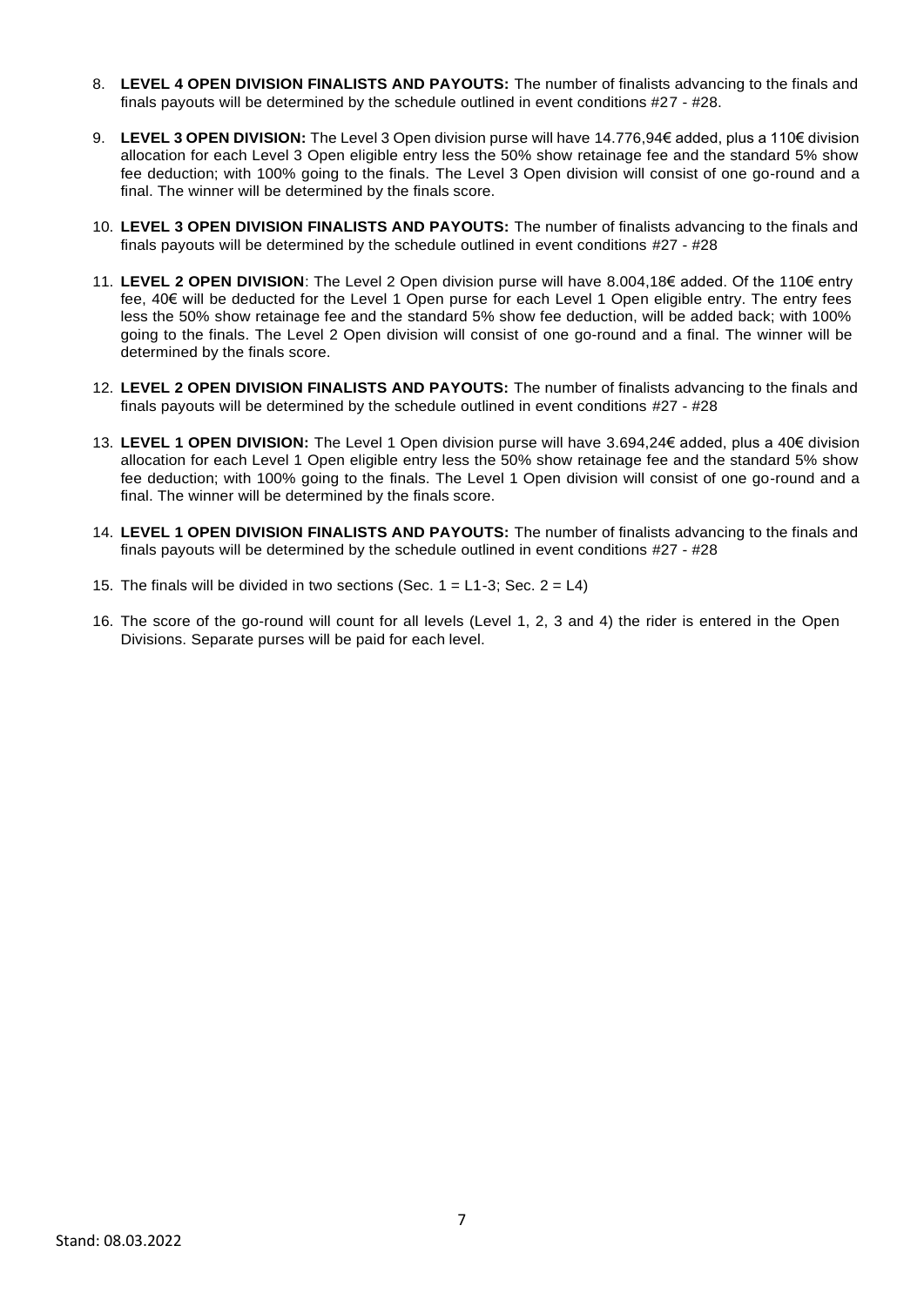8. **LEVEL 4 OPEN DIVISION FINALISTS AND PAYOUTS:** The number of finalists advancing to the finals and finals payouts will be determined by the schedule outlined in event conditions #27 - #28.

9. **LEVEL 3 OPEN DIVISION:** The Level 3 Open division purse will have 14.776,94€ added, plus a 110€ division allocation for each Level 3 Open eligible entry less the 50% show retainage fee and the standard 5% show fee deduction; with 100% going to the finals. The Level 3 Open division will consist of one go-round and a final. The winner will be determined by the finals score.

10. **LEVEL 3 OPEN DIVISION FINALISTS AND PAYOUTS:** The number of finalists advancing to the finals and finals payouts will be determined by the schedule outlined in event conditions #27 - #28

11. **LEVEL 2 OPEN DIVISION**: The Level 2 Open division purse will have 8.004,18€ added. Of the 110€ entry fee, 40€ will be deducted for the Level 1 Open purse for each Level 1 Open eligible entry. The entry fees less the 50% show retainage fee and the standard 5% show fee deduction, will be added back; with 100% going to the finals. The Level 2 Open division will consist of one go-round and a final. The winner will be determined by the finals score.

12. **LEVEL 2 OPEN DIVISION FINALISTS AND PAYOUTS:** The number of finalists advancing to the finals and finals payouts will be determined by the schedule outlined in event conditions #27 - #28

13. **LEVEL 1 OPEN DIVISION:** The Level 1 Open division purse will have 3.694,24€ added, plus a 40€ division allocation for each Level 1 Open eligible entry less the 50% show retainage fee and the standard 5% show fee deduction; with 100% going to the finals. The Level 1 Open division will consist of one go-round and a final. The winner will be determined by the finals score.

14. **LEVEL 1 OPEN DIVISION FINALISTS AND PAYOUTS:** The number of finalists advancing to the finals and finals payouts will be determined by the schedule outlined in event conditions #27 - #28

15. The finals will be divided in two sections (Sec. 1 = L1-3; Sec. 2 = L4)

16. The score of the go-round will count for all levels (Level 1, 2, 3 and 4) the rider is entered in the Open Divisions. Separate purses will be paid for each level.

Stand: 08.03.2022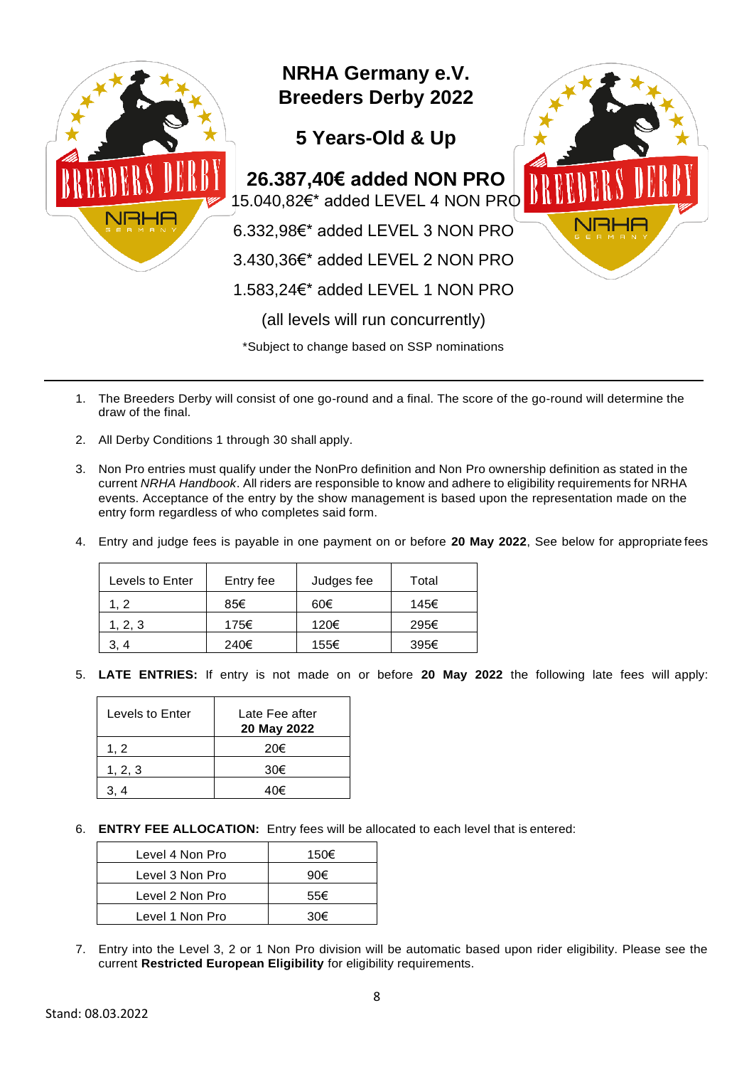# NRHA Germany e.V.
# Breeders Derby 2022

## 5 Years-Old & Up

## 26.387,40€ added NON PRO

15.040,82€* added LEVEL 4 NON PRO

6.332,98€* added LEVEL 3 NON PRO

3.430,36€* added LEVEL 2 NON PRO

1.583,24€* added LEVEL 1 NON PRO

(all levels will run concurrently)

*Subject to change based on SSP nominations

---

1. The Breeders Derby will consist of one go-round and a final. The score of the go-round will determine the draw of the final.
2. All Derby Conditions 1 through 30 shall apply.
3. Non Pro entries must qualify under the NonPro definition and Non Pro ownership definition as stated in the current *NRHA Handbook*. All riders are responsible to know and adhere to eligibility requirements for NRHA events. Acceptance of the entry by the show management is based upon the representation made on the entry form regardless of who completes said form.
4. Entry and judge fees is payable in one payment on or before **20 May 2022**, See below for appropriate fees

| Levels to Enter | Entry fee | Judges fee | Total |
|---|---|---|---|
| 1, 2 | 85€ | 60€ | 145€ |
| 1, 2, 3 | 175€ | 120€ | 295€ |
| 3, 4 | 240€ | 155€ | 395€ |

5. **LATE ENTRIES:** If entry is not made on or before **20 May 2022** the following late fees will apply:

| Levels to Enter | Late Fee after **20 May 2022** |
|---|---|
| 1, 2 | 20€ |
| 1, 2, 3 | 30€ |
| 3, 4 | 40€ |

6. **ENTRY FEE ALLOCATION:** Entry fees will be allocated to each level that is entered:

| Level | Fee |
|---|---|
| Level 4 Non Pro | 150€ |
| Level 3 Non Pro | 90€ |
| Level 2 Non Pro | 55€ |
| Level 1 Non Pro | 30€ |

7. Entry into the Level 3, 2 or 1 Non Pro division will be automatic based upon rider eligibility. Please see the current **Restricted European Eligibility** for eligibility requirements.

Stand: 08.03.2022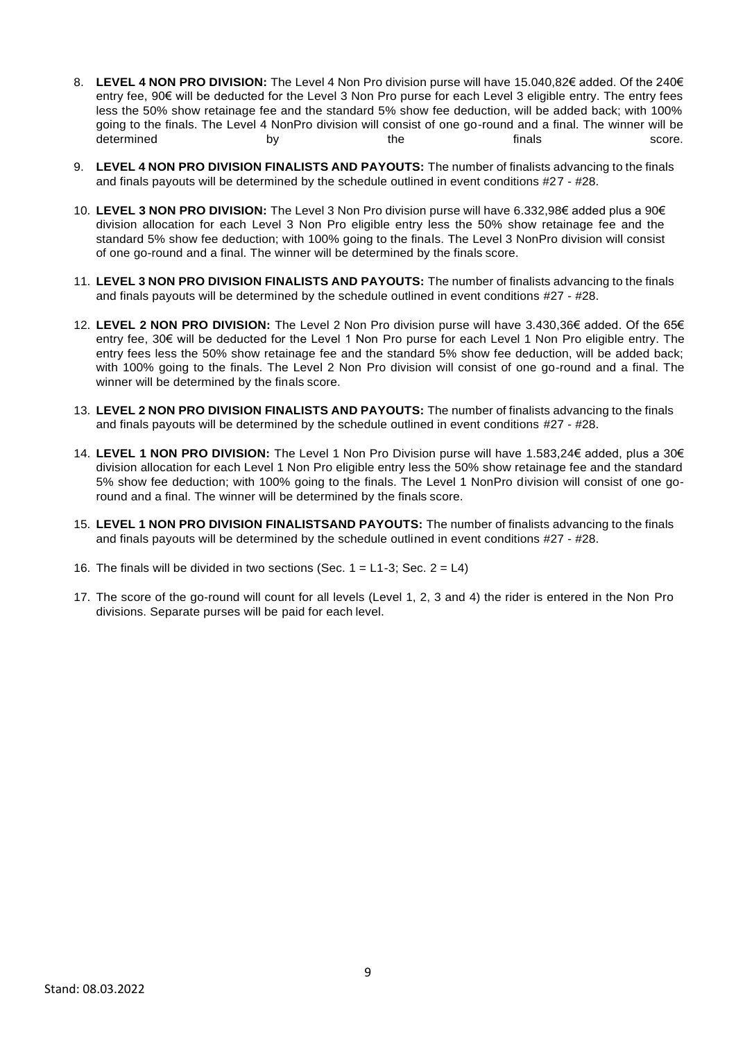8. **LEVEL 4 NON PRO DIVISION:** The Level 4 Non Pro division purse will have 15.040,82€ added. Of the 240€ entry fee, 90€ will be deducted for the Level 3 Non Pro purse for each Level 3 eligible entry. The entry fees less the 50% show retainage fee and the standard 5% show fee deduction, will be added back; with 100% going to the finals. The Level 4 NonPro division will consist of one go-round and a final. The winner will be determined by the finals score.

9. **LEVEL 4 NON PRO DIVISION FINALISTS AND PAYOUTS:** The number of finalists advancing to the finals and finals payouts will be determined by the schedule outlined in event conditions #27 - #28.

10. **LEVEL 3 NON PRO DIVISION:** The Level 3 Non Pro division purse will have 6.332,98€ added plus a 90€ division allocation for each Level 3 Non Pro eligible entry less the 50% show retainage fee and the standard 5% show fee deduction; with 100% going to the finals. The Level 3 NonPro division will consist of one go-round and a final. The winner will be determined by the finals score.

11. **LEVEL 3 NON PRO DIVISION FINALISTS AND PAYOUTS:** The number of finalists advancing to the finals and finals payouts will be determined by the schedule outlined in event conditions #27 - #28.

12. **LEVEL 2 NON PRO DIVISION:** The Level 2 Non Pro division purse will have 3.430,36€ added. Of the 65€ entry fee, 30€ will be deducted for the Level 1 Non Pro purse for each Level 1 Non Pro eligible entry. The entry fees less the 50% show retainage fee and the standard 5% show fee deduction, will be added back; with 100% going to the finals. The Level 2 Non Pro division will consist of one go-round and a final. The winner will be determined by the finals score.

13. **LEVEL 2 NON PRO DIVISION FINALISTS AND PAYOUTS:** The number of finalists advancing to the finals and finals payouts will be determined by the schedule outlined in event conditions #27 - #28.

14. **LEVEL 1 NON PRO DIVISION:** The Level 1 Non Pro Division purse will have 1.583,24€ added, plus a 30€ division allocation for each Level 1 Non Pro eligible entry less the 50% show retainage fee and the standard 5% show fee deduction; with 100% going to the finals. The Level 1 NonPro division will consist of one go-round and a final. The winner will be determined by the finals score.

15. **LEVEL 1 NON PRO DIVISION FINALISTSAND PAYOUTS:** The number of finalists advancing to the finals and finals payouts will be determined by the schedule outlined in event conditions #27 - #28.

16. The finals will be divided in two sections (Sec. 1 = L1-3; Sec. 2 = L4)

17. The score of the go-round will count for all levels (Level 1, 2, 3 and 4) the rider is entered in the Non Pro divisions. Separate purses will be paid for each level.

Stand: 08.03.2022